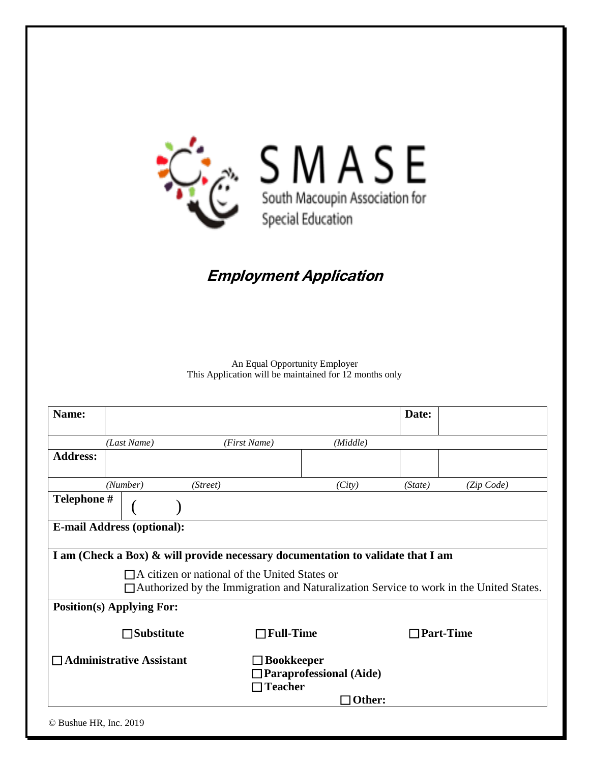# SMASE

South Macoupin Association for Special Education

## *Employment Application*

An Equal Opportunity Employer
This Application will be maintained for 12 months only

| **Name:** | | | | **Date:** | |
|---|---|---|---|---|---|
| | *(Last Name)* | *(First Name)* | *(Middle)* | | |
| **Address:** | | | | | |
| | *(Number)* | *(Street)* | *(City)* | *(State)* | *(Zip Code)* |
| **Telephone #** | ( ) | | | | |
| **E-mail Address (optional):** | | | | | |

**I am (Check a Box) & will provide necessary documentation to validate that I am**

☐ A citizen or national of the United States or
☐ Authorized by the Immigration and Naturalization Service to work in the United States.

**Position(s) Applying For:**

☐ **Substitute** ☐ **Full-Time** ☐ **Part-Time**

☐ **Administrative Assistant**
☐ **Bookkeeper**
☐ **Paraprofessional (Aide)**
☐ **Teacher**
☐ **Other:**

© Bushue HR, Inc. 2019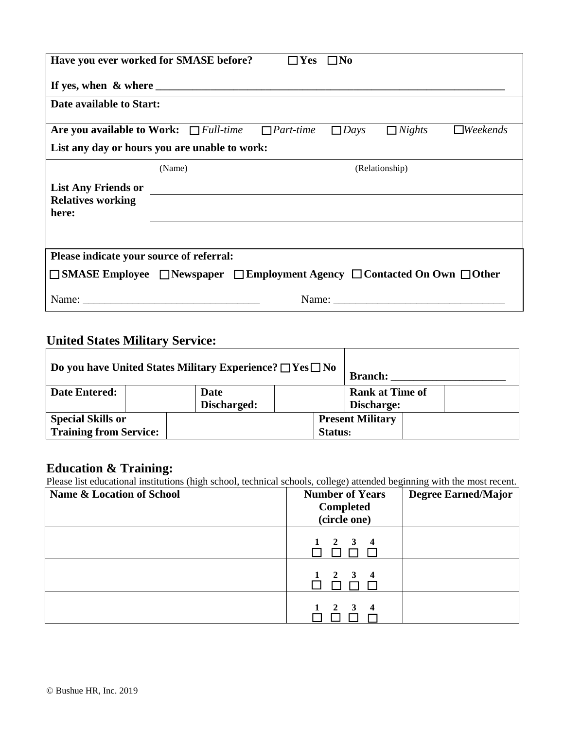**Have you ever worked for SMASE before?** ☐ **Yes** ☐ **No**

**If yes, when & where** ___________________________________________________________________

**Date available to Start:**

**Are you available to Work:** ☐ *Full-time* ☐ *Part-time* ☐ *Days* ☐ *Nights* ☐ *Weekends*

**List any day or hours you are unable to work:**

| **List Any Friends or Relatives working here:** | (Name) | (Relationship) |
|---|---|---|
| | | |
| | | |

**Please indicate your source of referral:**

☐ **SMASE Employee** ☐ **Newspaper** ☐ **Employment Agency** ☐ **Contacted On Own** ☐ **Other**

Name: _______________________________ Name: ______________________________

## United States Military Service:

| **Do you have United States Military Experience?** ☐ **Yes** ☐ **No** | | | | **Branch:** ____________________ | |
|---|---|---|---|---|---|
| **Date Entered:** | | **Date Discharged:** | | **Rank at Time of Discharge:** | |
| **Special Skills or Training from Service:** | | | **Present Military Status:** | | |

## Education & Training:

Please list educational institutions (high school, technical schools, college) attended beginning with the most recent.

| **Name & Location of School** | **Number of Years Completed (circle one)** | **Degree Earned/Major** |
|---|---|---|
| | 1 ☐ 2 ☐ 3 ☐ 4 ☐ | |
| | 1 ☐ 2 ☐ 3 ☐ 4 ☐ | |
| | 1 ☐ 2 ☐ 3 ☐ 4 ☐ | |

© Bushue HR, Inc. 2019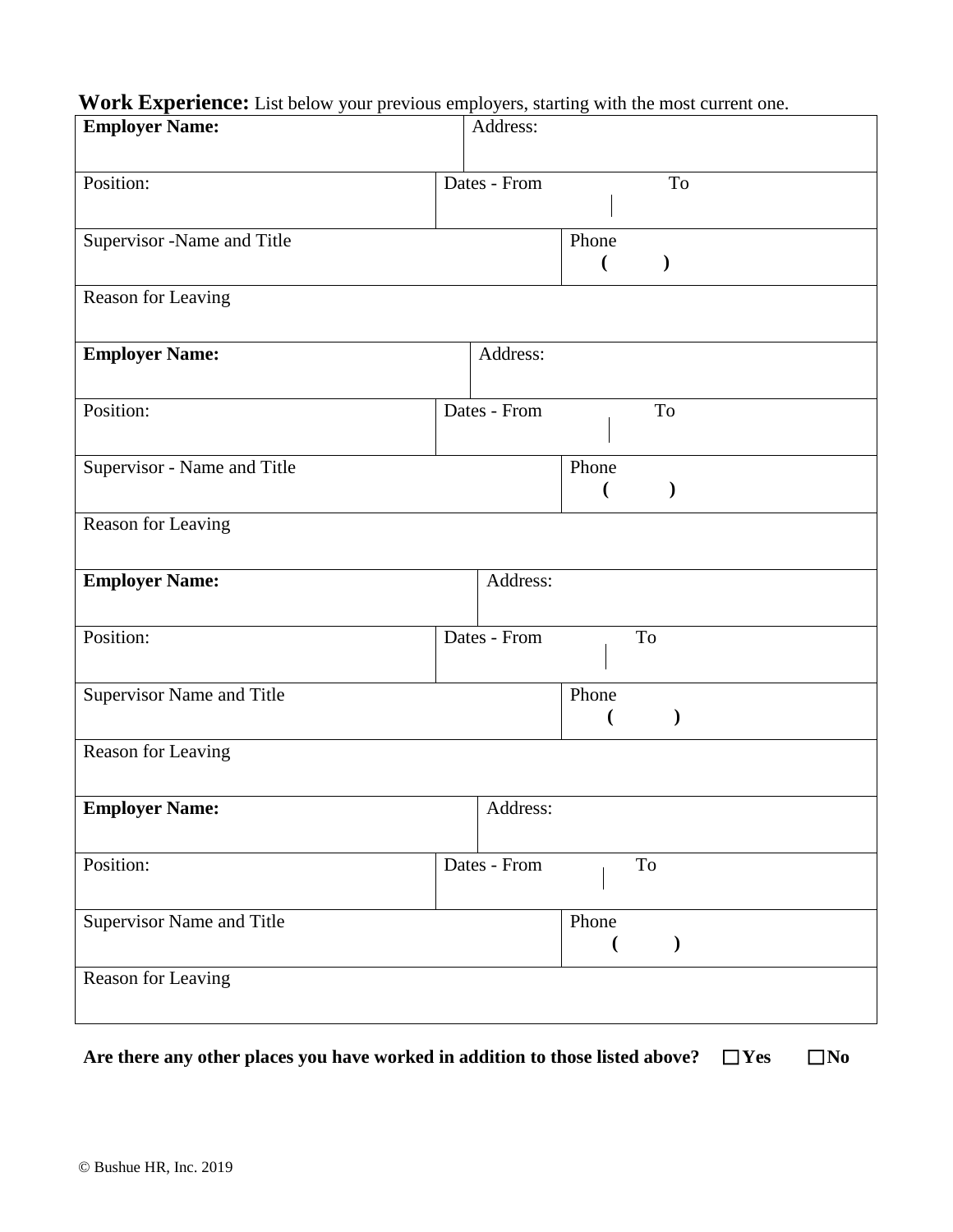**Work Experience:** List below your previous employers, starting with the most current one.

| | |
|---|---|
| **Employer Name:** | Address: |
| Position: | Dates - From To |
| Supervisor -Name and Title | Phone ( ) |
| Reason for Leaving | |
| **Employer Name:** | Address: |
| Position: | Dates - From To |
| Supervisor - Name and Title | Phone ( ) |
| Reason for Leaving | |
| **Employer Name:** | Address: |
| Position: | Dates - From To |
| Supervisor Name and Title | Phone ( ) |
| Reason for Leaving | |
| **Employer Name:** | Address: |
| Position: | Dates - From To |
| Supervisor Name and Title | Phone ( ) |
| Reason for Leaving | |

**Are there any other places you have worked in addition to those listed above?** ☐**Yes** ☐**No**

© Bushue HR, Inc. 2019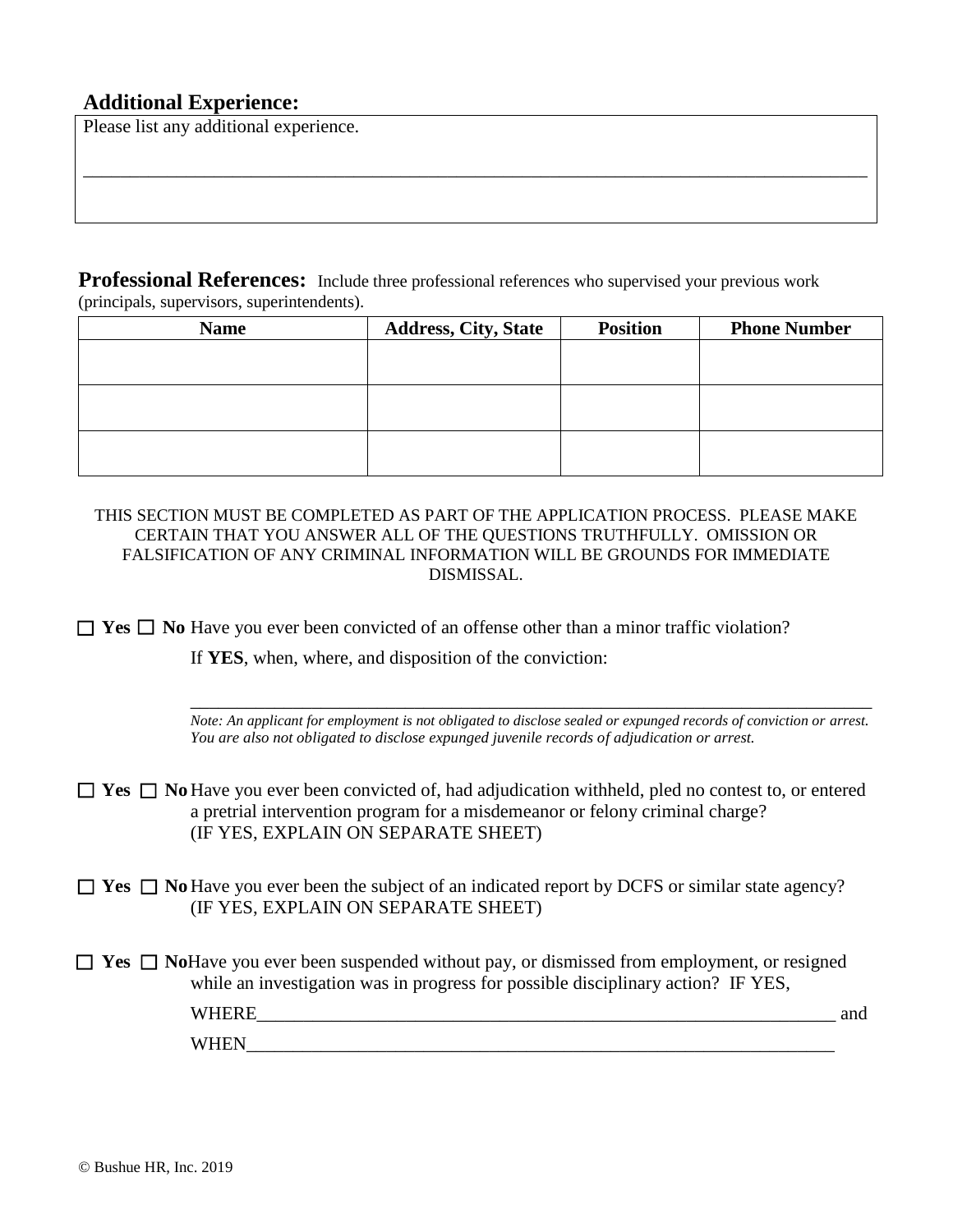## Additional Experience:

Please list any additional experience.

\_\_\_\_\_\_\_\_\_\_\_\_\_\_\_\_\_\_\_\_\_\_\_\_\_\_\_\_\_\_\_\_\_\_\_\_\_\_\_\_\_\_\_\_\_\_\_\_\_\_\_\_\_\_\_\_\_\_\_\_\_\_\_\_\_\_\_\_\_\_\_\_\_\_\_\_\_\_

**Professional References:** Include three professional references who supervised your previous work (principals, supervisors, superintendents).

| Name | Address, City, State | Position | Phone Number |
| --- | --- | --- | --- |
| | | | |
| | | | |
| | | | |

THIS SECTION MUST BE COMPLETED AS PART OF THE APPLICATION PROCESS. PLEASE MAKE CERTAIN THAT YOU ANSWER ALL OF THE QUESTIONS TRUTHFULLY. OMISSION OR FALSIFICATION OF ANY CRIMINAL INFORMATION WILL BE GROUNDS FOR IMMEDIATE DISMISSAL.

☐ **Yes** ☐ **No** Have you ever been convicted of an offense other than a minor traffic violation?

If **YES**, when, where, and disposition of the conviction:

\_\_\_\_\_\_\_\_\_\_\_\_\_\_\_\_\_\_\_\_\_\_\_\_\_\_\_\_\_\_\_\_\_\_\_\_\_\_\_\_\_\_\_\_\_\_\_\_\_\_\_\_\_\_\_\_\_\_\_\_\_\_\_\_\_\_\_\_

*Note: An applicant for employment is not obligated to disclose sealed or expunged records of conviction or arrest. You are also not obligated to disclose expunged juvenile records of adjudication or arrest.*

☐ **Yes** ☐ **No** Have you ever been convicted of, had adjudication withheld, pled no contest to, or entered a pretrial intervention program for a misdemeanor or felony criminal charge? (IF YES, EXPLAIN ON SEPARATE SHEET)

☐ **Yes** ☐ **No** Have you ever been the subject of an indicated report by DCFS or similar state agency? (IF YES, EXPLAIN ON SEPARATE SHEET)

☐ **Yes** ☐ **No** Have you ever been suspended without pay, or dismissed from employment, or resigned while an investigation was in progress for possible disciplinary action? IF YES,

WHERE\_\_\_\_\_\_\_\_\_\_\_\_\_\_\_\_\_\_\_\_\_\_\_\_\_\_\_\_\_\_\_\_\_\_\_\_\_\_\_\_\_\_\_\_\_\_\_\_\_\_\_\_\_\_\_\_\_\_\_\_ and

WHEN\_\_\_\_\_\_\_\_\_\_\_\_\_\_\_\_\_\_\_\_\_\_\_\_\_\_\_\_\_\_\_\_\_\_\_\_\_\_\_\_\_\_\_\_\_\_\_\_\_\_\_\_\_\_\_\_\_\_\_\_

© Bushue HR, Inc. 2019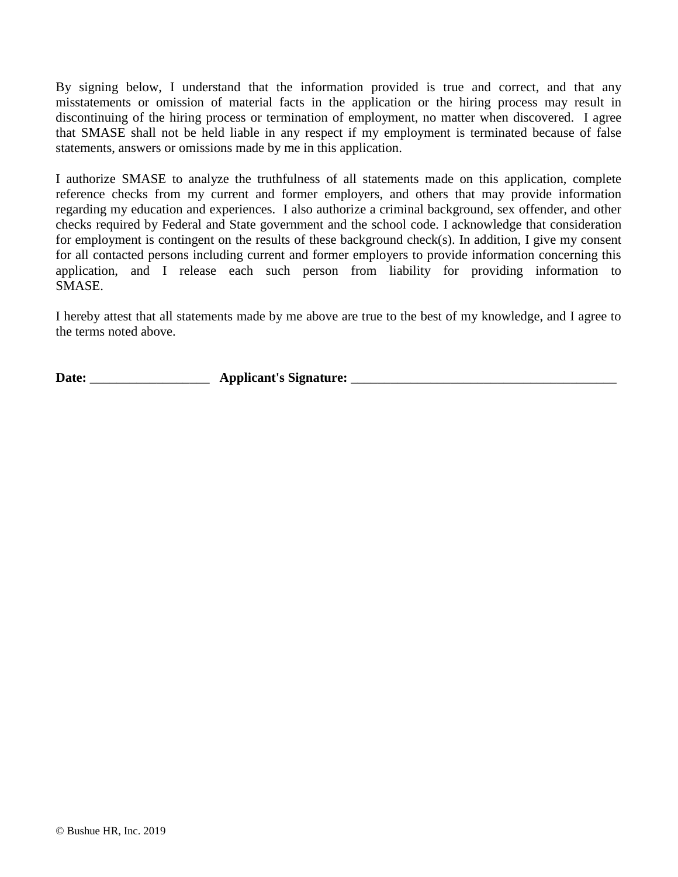By signing below, I understand that the information provided is true and correct, and that any misstatements or omission of material facts in the application or the hiring process may result in discontinuing of the hiring process or termination of employment, no matter when discovered. I agree that SMASE shall not be held liable in any respect if my employment is terminated because of false statements, answers or omissions made by me in this application.

I authorize SMASE to analyze the truthfulness of all statements made on this application, complete reference checks from my current and former employers, and others that may provide information regarding my education and experiences. I also authorize a criminal background, sex offender, and other checks required by Federal and State government and the school code. I acknowledge that consideration for employment is contingent on the results of these background check(s). In addition, I give my consent for all contacted persons including current and former employers to provide information concerning this application, and I release each such person from liability for providing information to SMASE.

I hereby attest that all statements made by me above are true to the best of my knowledge, and I agree to the terms noted above.

**Date:** __________________ **Applicant's Signature:** ________________________________________

© Bushue HR, Inc. 2019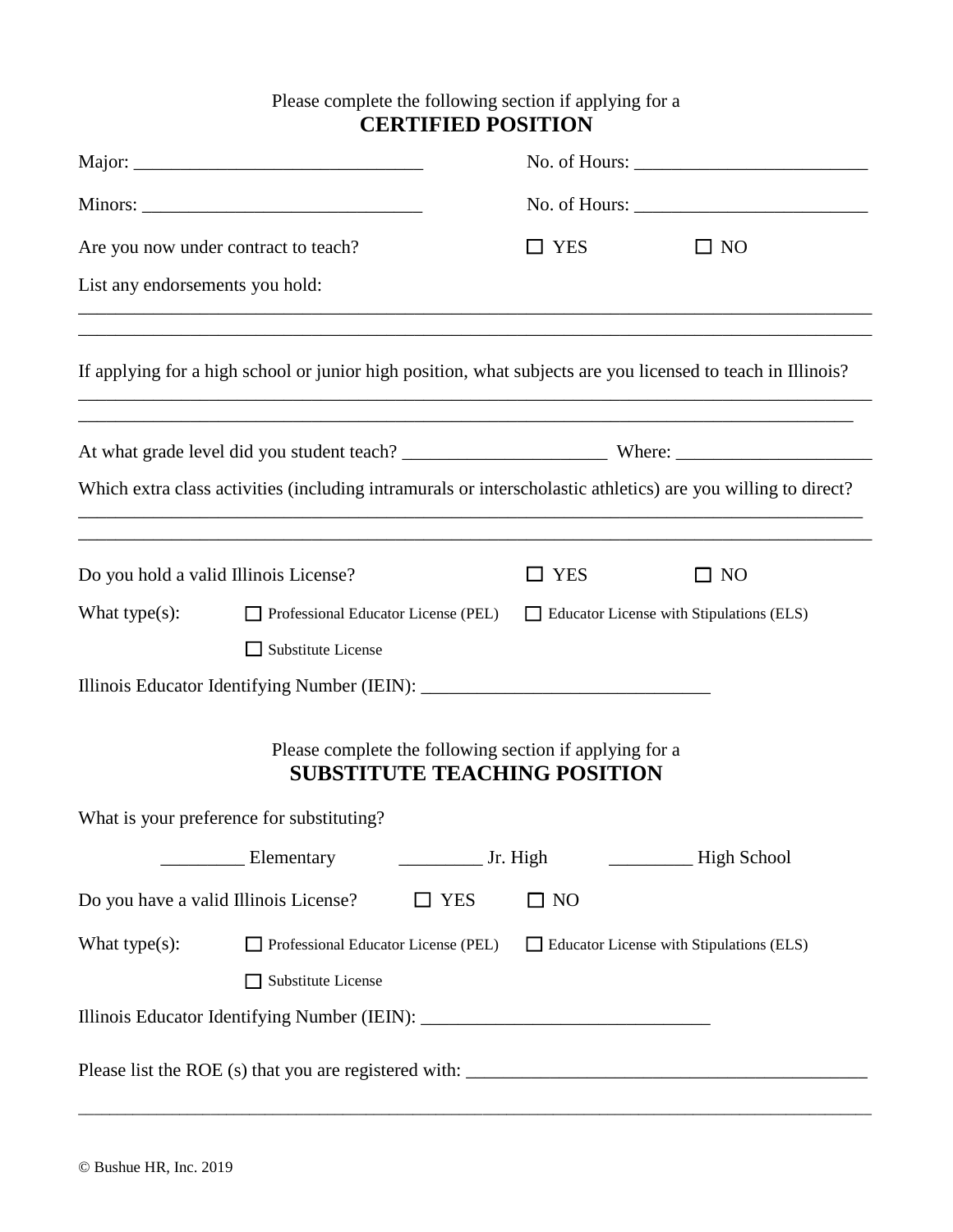Please complete the following section if applying for a

## CERTIFIED POSITION

Major: ______________________________ No. of Hours: ________________________

Minors: ______________________________ No. of Hours: ________________________

Are you now under contract to teach? ☐ YES ☐ NO

List any endorsements you hold:

_____________________________________________________________________________________

_____________________________________________________________________________________

If applying for a high school or junior high position, what subjects are you licensed to teach in Illinois?

_____________________________________________________________________________________

_____________________________________________________________________________________

At what grade level did you student teach? _____________________ Where: ____________________

Which extra class activities (including intramurals or interscholastic athletics) are you willing to direct?

_____________________________________________________________________________________

_____________________________________________________________________________________

Do you hold a valid Illinois License? ☐ YES ☐ NO

What type(s): ☐ Professional Educator License (PEL) ☐ Educator License with Stipulations (ELS)

☐ Substitute License

Illinois Educator Identifying Number (IEIN): ______________________________

Please complete the following section if applying for a

## SUBSTITUTE TEACHING POSITION

What is your preference for substituting?

_________ Elementary _________ Jr. High _________ High School

Do you have a valid Illinois License? ☐ YES ☐ NO

What type(s): ☐ Professional Educator License (PEL) ☐ Educator License with Stipulations (ELS)

☐ Substitute License

Illinois Educator Identifying Number (IEIN): ______________________________

Please list the ROE (s) that you are registered with: ________________________________________

_____________________________________________________________________________________

© Bushue HR, Inc. 2019